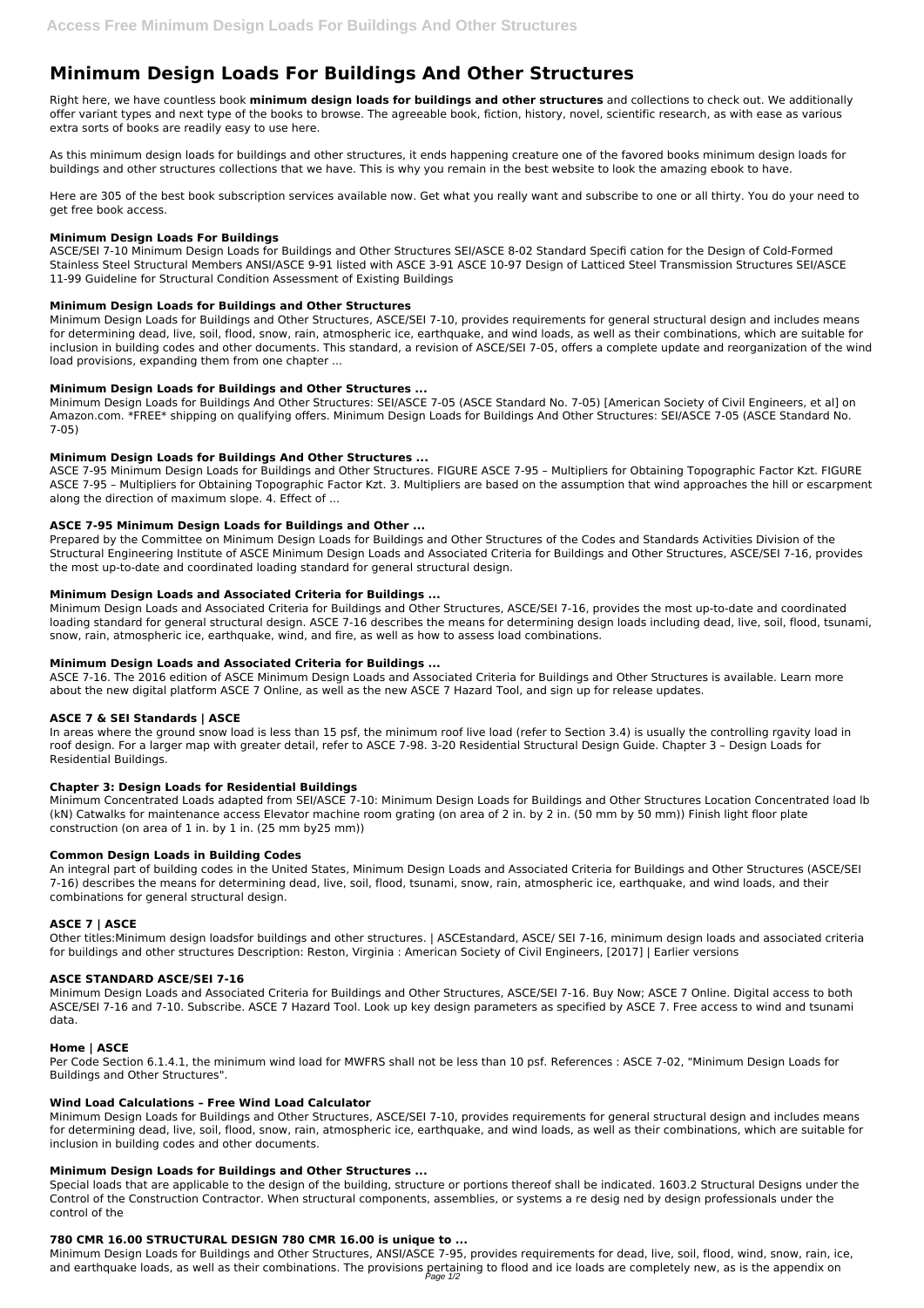# Minimum Design Loads For Buildings And Other Structures

Right here, we have countless book **minimum design loads for buildings and other structures** and collections to check out. We additionally offer variant types and next type of the books to browse. The agreeable book, fiction, history, novel, scientific research, as with ease as various extra sorts of books are readily easy to use here.

As this minimum design loads for buildings and other structures, it ends happening creature one of the favored books minimum design loads for buildings and other structures collections that we have. This is why you remain in the best website to look the amazing ebook to have.

Here are 305 of the best book subscription services available now. Get what you really want and subscribe to one or all thirty. You do your need to get free book access.

### Minimum Design Loads For Buildings

ASCE/SEI 7-10 Minimum Design Loads for Buildings and Other Structures SEI/ASCE 8-02 Standard Specifi cation for the Design of Cold-Formed Stainless Steel Structural Members ANSI/ASCE 9-91 listed with ASCE 3-91 ASCE 10-97 Design of Latticed Steel Transmission Structures SEI/ASCE 11-99 Guideline for Structural Condition Assessment of Existing Buildings

### Minimum Design Loads for Buildings and Other Structures

Minimum Design Loads for Buildings and Other Structures, ASCE/SEI 7-10, provides requirements for general structural design and includes means for determining dead, live, soil, flood, snow, rain, atmospheric ice, earthquake, and wind loads, as well as their combinations, which are suitable for inclusion in building codes and other documents. This standard, a revision of ASCE/SEI 7-05, offers a complete update and reorganization of the wind load provisions, expanding them from one chapter ...

### Minimum Design Loads for Buildings and Other Structures ...

Minimum Design Loads for Buildings And Other Structures: SEI/ASCE 7-05 (ASCE Standard No. 7-05) [American Society of Civil Engineers, et al] on Amazon.com. *FREE* shipping on qualifying offers. Minimum Design Loads for Buildings And Other Structures: SEI/ASCE 7-05 (ASCE Standard No. 7-05)

### Minimum Design Loads for Buildings And Other Structures ...

ASCE 7-95 Minimum Design Loads for Buildings and Other Structures. FIGURE ASCE 7-95 – Multipliers for Obtaining Topographic Factor Kzt. FIGURE ASCE 7-95 – Multipliers for Obtaining Topographic Factor Kzt. 3. Multipliers are based on the assumption that wind approaches the hill or escarpment along the direction of maximum slope. 4. Effect of ...

### ASCE 7-95 Minimum Design Loads for Buildings and Other ...

Prepared by the Committee on Minimum Design Loads for Buildings and Other Structures of the Codes and Standards Activities Division of the Structural Engineering Institute of ASCE Minimum Design Loads and Associated Criteria for Buildings and Other Structures, ASCE/SEI 7-16, provides the most up-to-date and coordinated loading standard for general structural design.

### Minimum Design Loads and Associated Criteria for Buildings ...

Minimum Design Loads and Associated Criteria for Buildings and Other Structures, ASCE/SEI 7-16, provides the most up-to-date and coordinated loading standard for general structural design. ASCE 7-16 describes the means for determining design loads including dead, live, soil, flood, tsunami, snow, rain, atmospheric ice, earthquake, wind, and fire, as well as how to assess load combinations.

### Minimum Design Loads and Associated Criteria for Buildings ...

ASCE 7-16. The 2016 edition of ASCE Minimum Design Loads and Associated Criteria for Buildings and Other Structures is available. Learn more about the new digital platform ASCE 7 Online, as well as the new ASCE 7 Hazard Tool, and sign up for release updates.

### ASCE 7 & SEI Standards | ASCE

In areas where the ground snow load is less than 15 psf, the minimum roof live load (refer to Section 3.4) is usually the controlling rgavity load in roof design. For a larger map with greater detail, refer to ASCE 7-98. 3-20 Residential Structural Design Guide. Chapter 3 – Design Loads for Residential Buildings.

### Chapter 3: Design Loads for Residential Buildings

Minimum Concentrated Loads adapted from SEI/ASCE 7-10: Minimum Design Loads for Buildings and Other Structures Location Concentrated load lb (kN) Catwalks for maintenance access Elevator machine room grating (on area of 2 in. by 2 in. (50 mm by 50 mm)) Finish light floor plate construction (on area of 1 in. by 1 in. (25 mm by25 mm))

### Common Design Loads in Building Codes

An integral part of building codes in the United States, Minimum Design Loads and Associated Criteria for Buildings and Other Structures (ASCE/SEI 7-16) describes the means for determining dead, live, soil, flood, tsunami, snow, rain, atmospheric ice, earthquake, and wind loads, and their combinations for general structural design.

### ASCE 7 | ASCE

Other titles:Minimum design loadsfor buildings and other structures. | ASCEstandard, ASCE/ SEI 7-16, minimum design loads and associated criteria for buildings and other structures Description: Reston, Virginia : American Society of Civil Engineers, [2017] | Earlier versions

### ASCE STANDARD ASCE/SEI 7-16

Minimum Design Loads and Associated Criteria for Buildings and Other Structures, ASCE/SEI 7-16. Buy Now; ASCE 7 Online. Digital access to both ASCE/SEI 7-16 and 7-10. Subscribe. ASCE 7 Hazard Tool. Look up key design parameters as specified by ASCE 7. Free access to wind and tsunami data.

### Home | ASCE

Per Code Section 6.1.4.1, the minimum wind load for MWFRS shall not be less than 10 psf. References : ASCE 7-02, "Minimum Design Loads for Buildings and Other Structures".

### Wind Load Calculations – Free Wind Load Calculator

Minimum Design Loads for Buildings and Other Structures, ASCE/SEI 7-10, provides requirements for general structural design and includes means for determining dead, live, soil, flood, snow, rain, atmospheric ice, earthquake, and wind loads, as well as their combinations, which are suitable for inclusion in building codes and other documents.

### Minimum Design Loads for Buildings and Other Structures ...

Special loads that are applicable to the design of the building, structure or portions thereof shall be indicated. 1603.2 Structural Designs under the Control of the Construction Contractor. When structural components, assemblies, or systems a re desig ned by design professionals under the control of the

### 780 CMR 16.00 STRUCTURAL DESIGN 780 CMR 16.00 is unique to ...

Minimum Design Loads for Buildings and Other Structures, ANSI/ASCE 7-95, provides requirements for dead, live, soil, flood, wind, snow, rain, ice, and earthquake loads, as well as their combinations. The provisions pertaining to flood and ice loads are completely new, as is the appendix on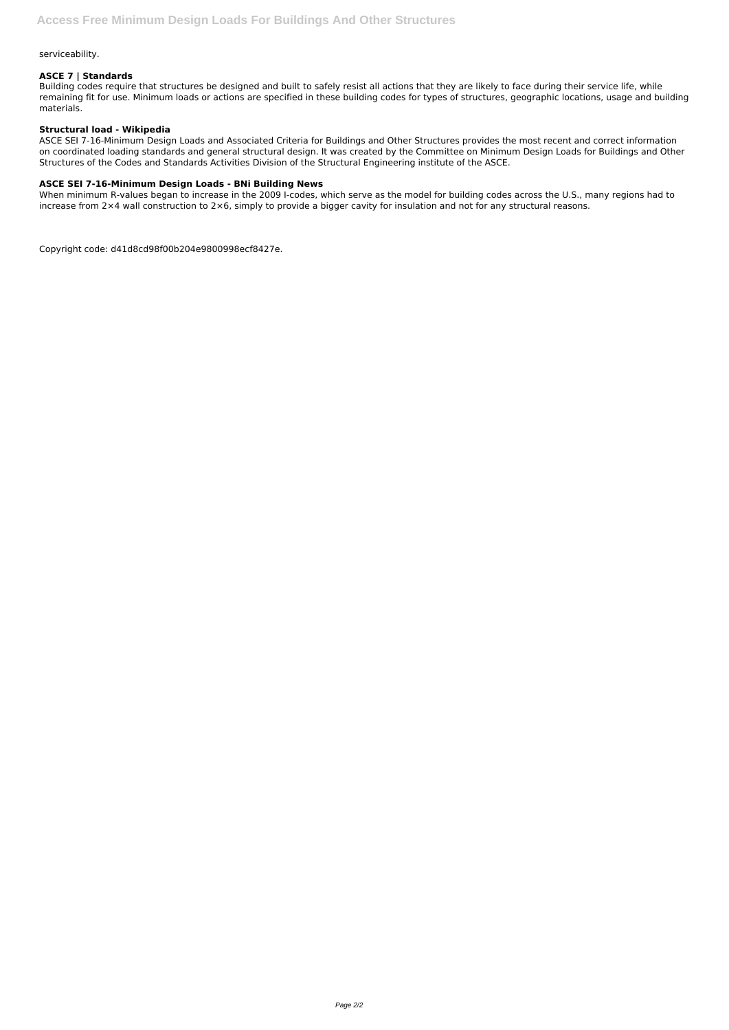serviceability.

### ASCE 7 | Standards

Building codes require that structures be designed and built to safely resist all actions that they are likely to face during their service life, while remaining fit for use. Minimum loads or actions are specified in these building codes for types of structures, geographic locations, usage and building materials.

### Structural load - Wikipedia

ASCE SEI 7-16-Minimum Design Loads and Associated Criteria for Buildings and Other Structures provides the most recent and correct information on coordinated loading standards and general structural design. It was created by the Committee on Minimum Design Loads for Buildings and Other Structures of the Codes and Standards Activities Division of the Structural Engineering institute of the ASCE.

### ASCE SEI 7-16-Minimum Design Loads - BNi Building News

When minimum R-values began to increase in the 2009 I-codes, which serve as the model for building codes across the U.S., many regions had to increase from 2×4 wall construction to 2×6, simply to provide a bigger cavity for insulation and not for any structural reasons.

Copyright code: d41d8cd98f00b204e9800998ecf8427e.